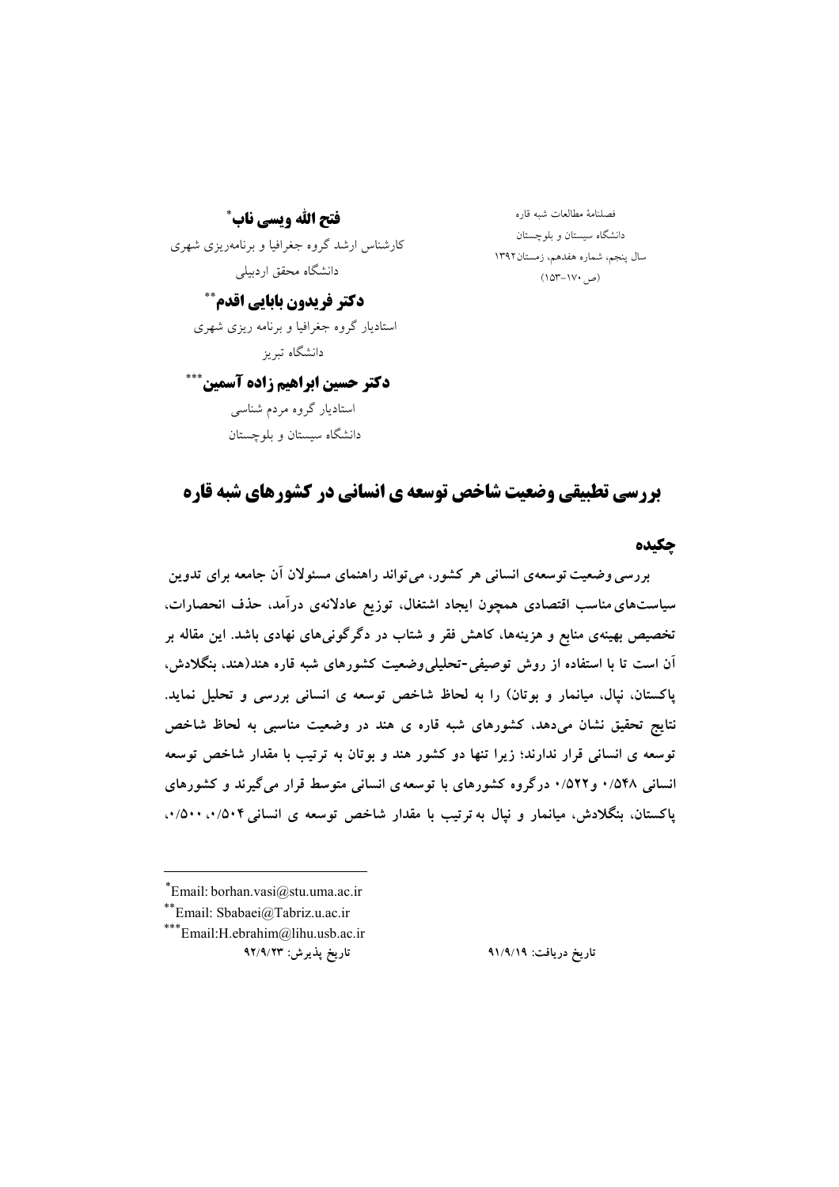فصلنامهٔ مطالعات شبه قاره
دانشگاه سیستان و بلوچستان
سال پنجم، شماره هفدهم، زمستان ۱۳۹۲
(ص ۱۷۰-۱۵۳)

**فتح الله ویسی ناب**[*]
کارشناس ارشد گروه جغرافیا و برنامه‌ریزی شهری
دانشگاه محقق اردبیلی

**دکتر فریدون بابایی اقدم**[**]
استادیار گروه جغرافیا و برنامه ریزی شهری
دانشگاه تبریز

**دکتر حسین ابراهیم زاده آسمین**[***]
استادیار گروه مردم شناسی
دانشگاه سیستان و بلوچستان

# بررسی تطبیقی وضعیت شاخص توسعه ی انسانی در کشورهای شبه قاره

## چکیده

**بررسی وضعیت توسعه‌ی انسانی هر کشور، می‌تواند راهنمای مسئولان آن جامعه برای تدوین سیاست‌های مناسب اقتصادی همچون ایجاد اشتغال، توزیع عادلانه‌ی درآمد، حذف انحصارات، تخصیص بهینه‌ی منابع و هزینه‌ها، کاهش فقر و شتاب در دگرگونی‌های نهادی باشد. این مقاله بر آن است تا با استفاده از روش توصیفی-تحلیلی وضعیت کشورهای شبه قاره هند(هند، بنگلادش، پاکستان، نپال، میانمار و بوتان) را به لحاظ شاخص توسعه ی انسانی بررسی و تحلیل نماید. نتایج تحقیق نشان می‌دهد، کشورهای شبه قاره ی هند در وضعیت مناسبی به لحاظ شاخص توسعه ی انسانی قرار ندارند؛ زیرا تنها دو کشور هند و بوتان به ترتیب با مقدار شاخص توسعه انسانی ۰/۵۴۸ و ۰/۵۲۲ درگروه کشورهای با توسعه‌ی انسانی متوسط قرار می‌گیرند و کشورهای پاکستان، بنگلادش، میانمار و نپال به ترتیب با مقدار شاخص توسعه ی انسانی ۰/۵۰۴، ۰/۵۰۰،**

---

[*] Email: borhan.vasi@stu.uma.ac.ir
[**] Email: Sbabaei@Tabriz.u.ac.ir
[***] Email:H.ebrahim@lihu.usb.ac.ir

تاریخ دریافت: ۹۱/۹/۱۹ تاریخ پذیرش: ۹۲/۹/۲۳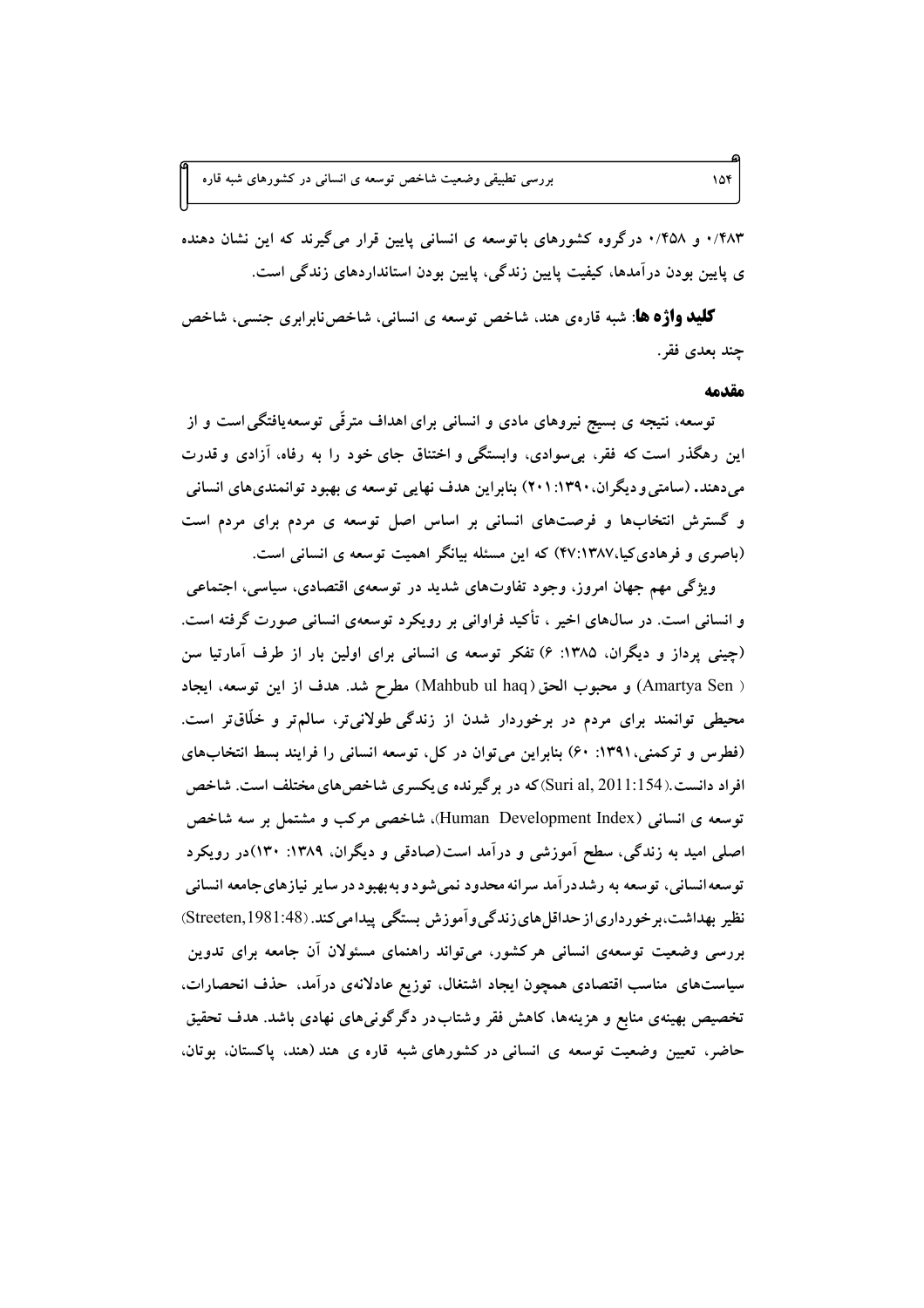۰/۴۸۳ و ۰/۴۵۸ درگروه کشورهای باتوسعه ی انسانی پایین قرار می‌گیرند که این نشان دهنده ی پایین بودن درآمدها، کیفیت پایین زندگی، پایین بودن استانداردهای زندگی است.

**کلید واژه ها**: شبه قاره‌ی هند، شاخص توسعه ی انسانی، شاخص‌نابرابری جنسی، شاخص چند بعدی فقر.

## مقدمه

توسعه، نتیجه ی بسیج نیروهای مادی و انسانی برای اهداف مترقّی توسعه‌یافتگی است و از این رهگذر است که فقر، بی‌سوادی، وابستگی و اختناق جای خود را به رفاه، آزادی و قدرت می‌دهند. (سامتی و دیگران،۱۳۹۰: ۲۰۱) بنابراین هدف نهایی توسعه ی بهبود توانمندی‌های انسانی و گسترش انتخاب‌ها و فرصت‌های انسانی بر اساس اصل توسعه ی مردم برای مردم است (باصری و فرهادی‌کیا،۱۳۸۷: ۴۷) که این مسئله بیانگر اهمیت توسعه ی انسانی است.

ویژگی مهم جهان امروز، وجود تفاوت‌های شدید در توسعه‌ی اقتصادی، سیاسی، اجتماعی و انسانی است. در سال‌های اخیر ، تأکید فراوانی بر رویکرد توسعه‌ی انسانی صورت گرفته است. (چینی پرداز و دیگران، ۱۳۸۵: ۶) تفکر توسعه ی انسانی برای اولین بار از طرف آمارتیا سن (Amartya Sen ) و محبوب الحق (Mahbub ul haq) مطرح شد. هدف از این توسعه، ایجاد محیطی توانمند برای مردم در برخوردار شدن از زندگی طولانی‌تر، سالم‌تر و خلّاق‌تر است. (فطرس و ترکمنی،۱۳۹۱: ۶۰) بنابراین می‌توان در کل، توسعه انسانی را فرایند بسط انتخاب‌های افراد دانست.(Suri al, 2011:154) که در برگیرنده ی یکسری شاخص‌های مختلف است. شاخص توسعه ی انسانی (Human Development Index)، شاخصی مرکب و مشتمل بر سه شاخص اصلی امید به زندگی، سطح آموزشی و درآمد است(صادقی و دیگران، ۱۳۸۹: ۱۳۰)در رویکرد توسعه‌انسانی، توسعه به رشددرآمد سرانه محدود نمی‌شود و به‌بهبود در سایر نیازهای جامعه انسانی نظیر بهداشت،برخورداری از حداقل‌های زندگی‌وآموزش بستگی پیدامی‌کند. (Streeten,1981:48) بررسی وضعیت توسعه‌ی انسانی هر کشور، می‌تواند راهنمای مسئولان آن جامعه برای تدوین سیاست‌های مناسب اقتصادی همچون ایجاد اشتغال، توزیع عادلانه‌ی درآمد، حذف انحصارات، تخصیص بهینه‌ی منابع و هزینه‌ها، کاهش فقر وشتاب در دگرگونی‌های نهادی باشد. هدف تحقیق حاضر، تعیین وضعیت توسعه ی انسانی در کشورهای شبه قاره ی هند (هند، پاکستان، بوتان،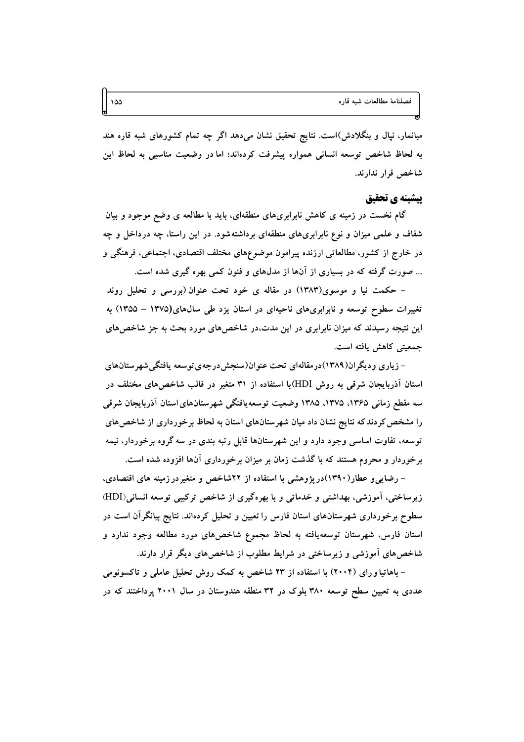میانمار، نپال و بنگلادش)است. نتایج تحقیق نشان می‌دهد اگر چه تمام کشورهای شبه قاره هند به لحاظ شاخص توسعه انسانی همواره پیشرفت کرده‌اند؛ اما در وضعیت مناسبی به لحاظ این شاخص قرار ندارند.

## پیشینه ی تحقیق

گام نخست در زمینه ی کاهش نابرابری‌های منطقه‌ای، باید با مطالعه ی وضع موجود و بیان شفاف و علمی میزان و نوع نابرابری‌های منطقه‌ای برداشته‌شود. در این راستا، چه درداخل و چه در خارج از کشور، مطالعاتی ارزنده پیرامون موضوع‌های مختلف اقتصادی، اجتماعی، فرهنگی و ... صورت گرفته که در بسیاری از آن‌ها از مدل‌های و فنون کمی بهره گیری شده است.

- حکمت نیا و موسوی(۱۳۸۳) در مقاله ی خود تحت عنوان (بررسی و تحلیل روند تغییرات سطوح توسعه و نابرابری‌های ناحیه‌ای در استان یزد طی سال‌های(۱۳۷۵ – ۱۳۵۵) به این نتیجه رسیدند که میزان نابرابری در این مدت،در شاخص‌های مورد بحث به جز شاخص‌های جمعیتی کاهش یافته است.

- زیاری ودیگران(۱۳۸۹)درمقاله‌ای تحت عنوان(سنجش درجه‌ی توسعه یافتگی شهرستان‌های استان آذربایجان شرقی به روش HDI)با استفاده از ۳۱ متغیر در قالب شاخص‌های مختلف در سه مقطع زمانی ۱۳۶۵، ۱۳۷۵، ۱۳۸۵ وضعیت توسعه‌یافتگی شهرستان‌های استان آذربایجان شرقی را مشخص کردندکه نتایج نشان داد میان شهرستان‌های استان به لحاظ برخورداری از شاخص‌های توسعه، تفاوت اساسی وجود دارد و این شهرستان‌ها قابل رتبه بندی در سه گروه برخوردار، نیمه برخوردار و محروم هستند که با گذشت زمان بر میزان برخورداری آن‌ها افزوده شده است.

- رضایی‌و عطار(۱۳۹۰)در پژوهشی با استفاده از ۲۲شاخص و متغیردر زمینه های اقتصادی، زیرساختی، آموزشی، بهداشتی و خدماتی و با بهره‌گیری از شاخص ترکیبی توسعه انسانی(HDI) سطوح برخورداری شهرستان‌های استان فارس را تعیین و تحلیل کرده‌اند. نتایج بیانگرآن است در استان فارس، شهرستان توسعه‌یافته به لحاظ مجموع شاخص‌های مورد مطالعه وجود ندارد و شاخص‌های آموزشی و زیرساختی در شرایط مطلوب از شاخص‌های دیگر قرار دارند.

- باهاتیا و رای (۲۰۰۴) با استفاده از ۲۳ شاخص به کمک روش تحلیل عاملی و تاکسونومی عددی به تعیین سطح توسعه ۳۸۰ بلوک در ۳۲ منطقه هندوستان در سال ۲۰۰۱ پرداختند که در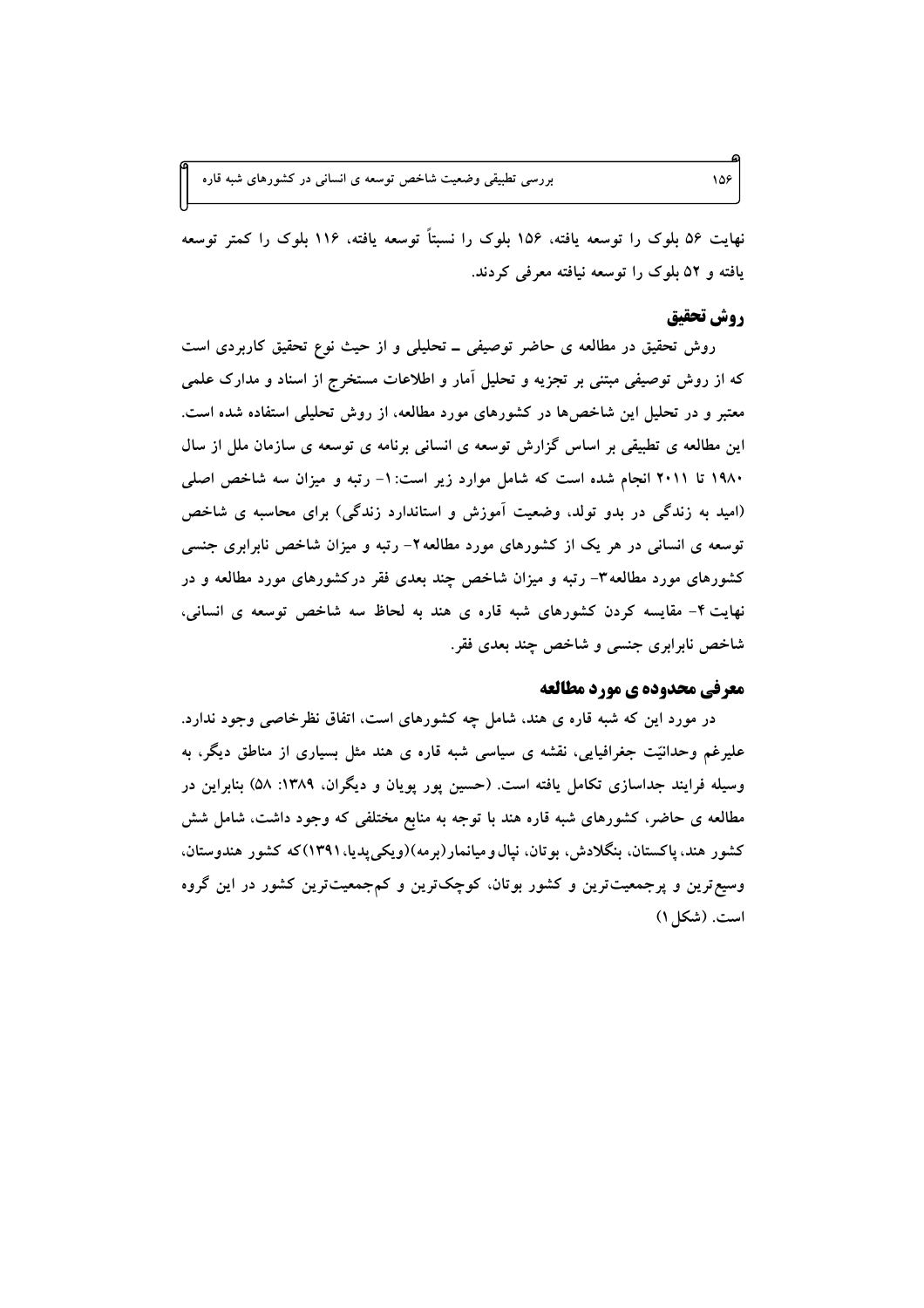نهایت ۵۶ بلوک را توسعه یافته، ۱۵۶ بلوک را نسبتاً توسعه یافته، ۱۱۶ بلوک را کمتر توسعه یافته و ۵۲ بلوک را توسعه نیافته معرفی کردند.

## روش تحقیق

روش تحقیق در مطالعه ی حاضر توصیفی ـ تحلیلی و از حیث نوع تحقیق کاربردی است که از روش توصیفی مبتنی بر تجزیه و تحلیل آمار و اطلاعات مستخرج از اسناد و مدارک علمی معتبر و در تحلیل این شاخص‌ها در کشورهای مورد مطالعه، از روش تحلیلی استفاده شده است. این مطالعه ی تطبیقی بر اساس گزارش توسعه ی انسانی برنامه ی توسعه ی سازمان ملل از سال ۱۹۸۰ تا ۲۰۱۱ انجام شده است که شامل موارد زیر است: ۱- رتبه و میزان سه شاخص اصلی (امید به زندگی در بدو تولد، وضعیت آموزش و استاندارد زندگی) برای محاسبه ی شاخص توسعه ی انسانی در هر یک از کشورهای مورد مطالعه ۲- رتبه و میزان شاخص نابرابری جنسی کشورهای مورد مطالعه ۳- رتبه و میزان شاخص چند بعدی فقر در کشورهای مورد مطالعه و در نهایت ۴- مقایسه کردن کشورهای شبه قاره ی هند به لحاظ سه شاخص توسعه ی انسانی، شاخص نابرابری جنسی و شاخص چند بعدی فقر.

## معرفی محدوده ی مورد مطالعه

در مورد این که شبه قاره ی هند، شامل چه کشورهای است، اتفاق نظرخاصی وجود ندارد. علیرغم وحدانیّت جغرافیایی، نقشه ی سیاسی شبه قاره ی هند مثل بسیاری از مناطق دیگر، به وسیله فرایند جداسازی تکامل یافته است. (حسین پور پویان و دیگران، ۱۳۸۹: ۵۸) بنابراین در مطالعه ی حاضر، کشورهای شبه قاره هند با توجه به منابع مختلفی که وجود داشت، شامل شش کشور هند، پاکستان، بنگلادش، بوتان، نپال و میانمار(برمه)(ویکی پدیا، ۱۳۹۱)که کشور هندوستان، وسیع‌ترین و پرجمعیت‌ترین و کشور بوتان، کوچک‌ترین و کم‌جمعیت‌ترین کشور در این گروه است. (شکل ۱)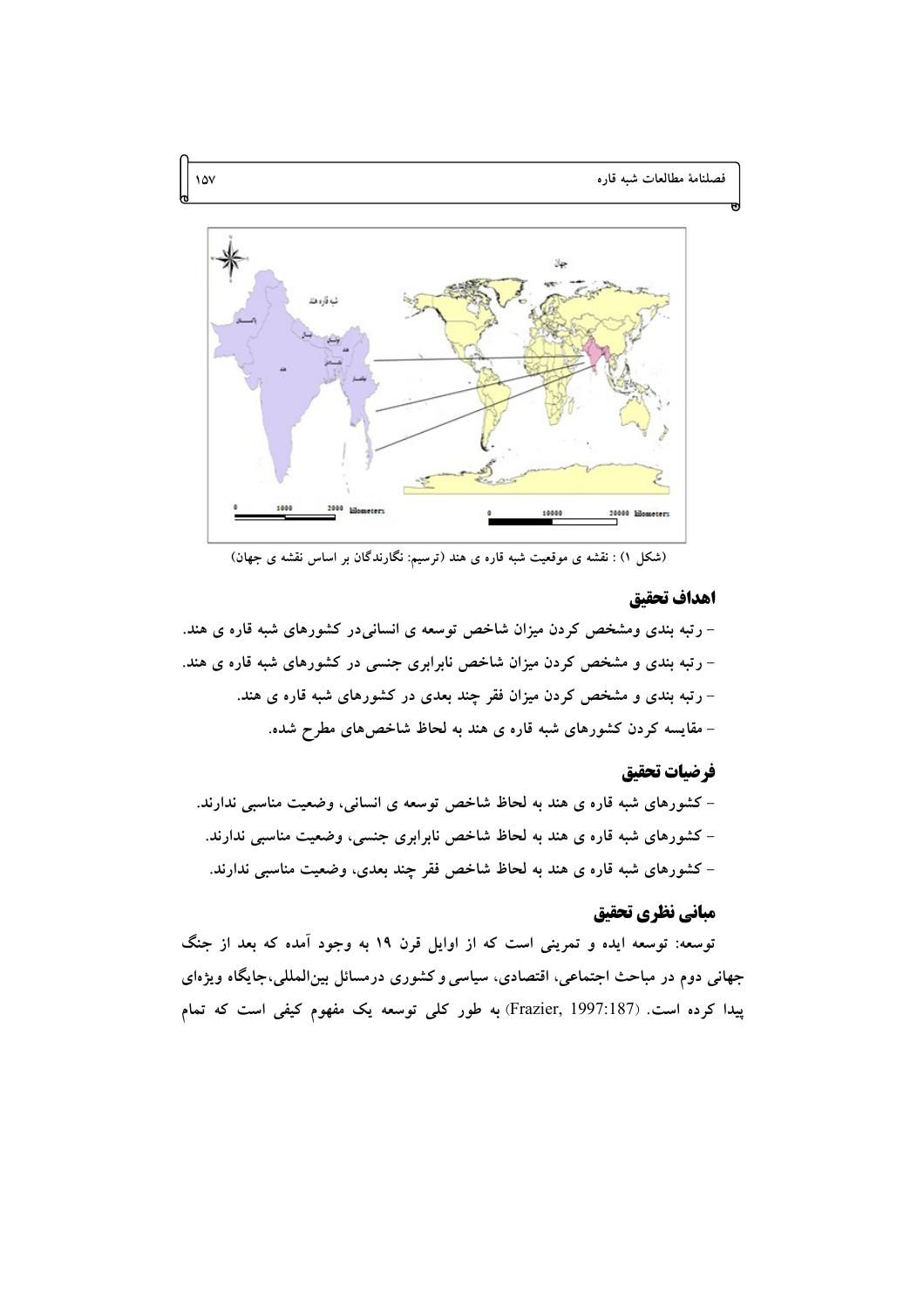(شکل ۱) : نقشه ی موقعیت شبه قاره ی هند (ترسیم: نگارندگان بر اساس نقشه ی جهان)

## اهداف تحقیق

- رتبه بندی ومشخص کردن میزان شاخص توسعه ی انسانی‌در کشورهای شبه قاره ی هند.
- رتبه بندی و مشخص کردن میزان شاخص نابرابری جنسی در کشورهای شبه قاره ی هند.
- رتبه بندی و مشخص کردن میزان فقر چند بعدی در کشورهای شبه قاره ی هند.
- مقایسه کردن کشورهای شبه قاره ی هند به لحاظ شاخص‌های مطرح شده.

## فرضیات تحقیق

- کشورهای شبه قاره ی هند به لحاظ شاخص توسعه ی انسانی، وضعیت مناسبی ندارند.
- کشورهای شبه قاره ی هند به لحاظ شاخص نابرابری جنسی، وضعیت مناسبی ندارند.
- کشورهای شبه قاره ی هند به لحاظ شاخص فقر چند بعدی، وضعیت مناسبی ندارند.

## مبانی نظری تحقیق

توسعه: توسعه ایده و تمرینی است که از اوایل قرن ۱۹ به وجود آمده که بعد از جنگ جهانی دوم در مباحث اجتماعی، اقتصادی، سیاسی و کشوری درمسائل بین‌المللی،جایگاه ویژه‌ای پیدا کرده است. (Frazier, 1997:187) به طور کلی توسعه یک مفهوم کیفی است که تمام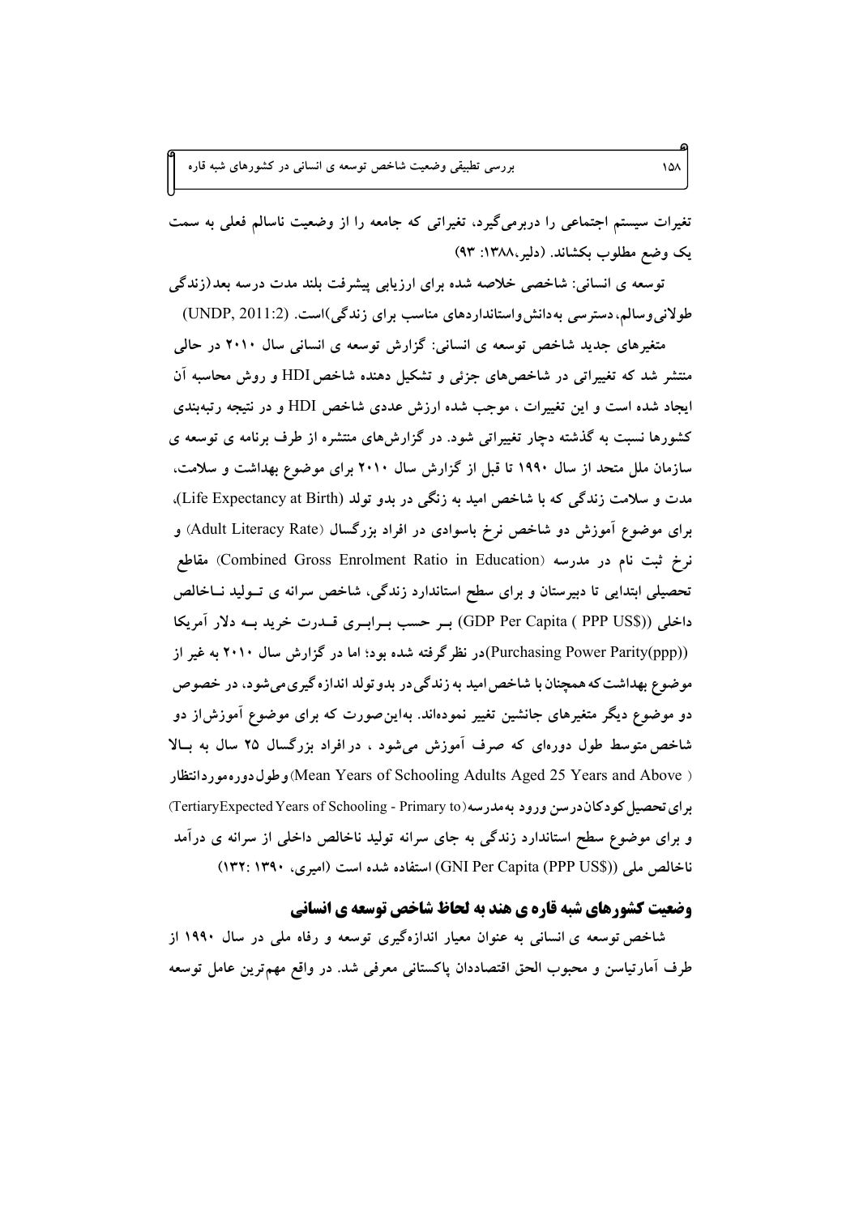تغیرات سیستم اجتماعی را دربرمی‌گیرد، تغیراتی که جامعه را از وضعیت ناسالم فعلی به سمت یک وضع مطلوب بکشاند. (دلیر،۱۳۸۸: ۹۳)

**توسعه ی انسانی:** شاخصی خلاصه شده برای ارزیابی پیشرفت بلند مدت درسه بعد(زندگی طولانی‌وسالم، دسترسی به‌دانش‌واستانداردهای مناسب برای زندگی)است. (UNDP, 2011:2)

**متغیرهای جدید شاخص توسعه ی انسانی:** گزارش توسعه ی انسانی سال ۲۰۱۰ در حالی منتشر شد که تغییراتی در شاخص‌های جزئی و تشکیل دهنده شاخص HDI و روش محاسبه آن ایجاد شده است و این تغییرات ، موجب شده ارزش عددی شاخص HDI و در نتیجه رتبه‌بندی کشورها نسبت به گذشته دچار تغییراتی شود. در گزارش‌های منتشره از طرف برنامه ی توسعه ی سازمان ملل متحد از سال ۱۹۹۰ تا قبل از گزارش سال ۲۰۱۰ برای موضوع بهداشت و سلامت، مدت و سلامت زندگی که با شاخص امید به زنگی در بدو تولد (Life Expectancy at Birth)، برای موضوع آموزش دو شاخص نرخ باسوادی در افراد بزرگسال (Adult Literacy Rate) و نرخ ثبت نام در مدرسه (Combined Gross Enrolment Ratio in Education) مقاطع تحصیلی ابتدایی تا دبیرستان و برای سطح استاندارد زندگی، شاخص سرانه ی تولید ناخالص داخلی ((GDP Per Capita ( PPP US$) بر حسب برابری قدرت خرید به دلار آمریکا ((Purchasing Power Parity(ppp))در نظر گرفته شده بود؛ اما در گزارش سال ۲۰۱۰ به غیر از موضوع بهداشت که همچنان با شاخص امید به زندگی در بدو تولد اندازه گیری می‌شود، در خصوص دو موضوع دیگر متغیرهای جانشین تغییر نموده‌اند. به‌این‌صورت که برای موضوع آموزش‌از دو شاخص متوسط طول دوره‌ای که صرف آموزش می‌شود ، در افراد بزرگسال ۲۵ سال به بالا ( Mean Years of Schooling Adults Aged 25 Years and Above)و طول دوره مورد انتظار برای تحصیل کودکان‌درسن ورود به‌مدرسه(TertiaryExpected Years of Schooling - Primary to) و برای موضوع سطح استاندارد زندگی به جای سرانه تولید ناخالص داخلی از سرانه ی درآمد ناخالص ملی ((GNI Per Capita (PPP US$) استفاده شده است (امیری، ۱۳۹۰ :۱۳۲)

## وضعیت کشورهای شبه قاره ی هند به لحاظ شاخص توسعه ی انسانی

شاخص توسعه ی انسانی به عنوان معیار اندازه‌گیری توسعه و رفاه ملی در سال ۱۹۹۰ از طرف آمارتیاسن و محبوب الحق اقتصاددان پاکستانی معرفی شد. در واقع مهم‌ترین عامل توسعه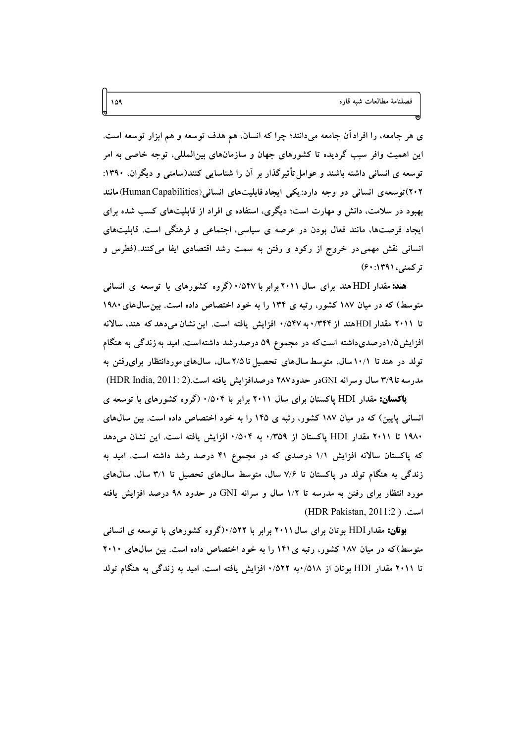ی هر جامعه، را افراد آن جامعه می‌دانند؛ چرا که انسان، هم هدف توسعه و هم ابزار توسعه است. این اهمیت وافر سبب گردیده تا کشورهای جهان و سازمان‌های بین‌المللی، توجه خاصی به امر توسعه ی انسانی داشته باشند و عوامل تأثیرگذار بر آن را شناسایی کنند(سامتی و دیگران، ۱۳۹۰: ۲۰۲)توسعه‌ی انسانی دو وجه دارد: یکی ایجاد قابلیت‌های انسانی(Human Capabilities) مانند بهبود در سلامت، دانش و مهارت است؛ دیگری، استفاده ی افراد از قابلیت‌های کسب شده برای ایجاد فرصت‌ها، مانند فعال بودن در عرصه ی سیاسی، اجتماعی و فرهنگی است. قابلیت‌های انسانی نقش مهمی در خروج از رکود و رفتن به سمت رشد اقتصادی ایفا می‌کنند.(فطرس و ترکمنی، ۱۳۹۱: ۶۰)

**هند:** مقدار HDI هند برای سال ۲۰۱۱ برابر با ۰/۵۴۷ (گروه کشورهای با توسعه ی انسانی متوسط) که در میان ۱۸۷ کشور، رتبه ی ۱۳۴ را به خود اختصاص داده است. بین سال‌های ۱۹۸۰ تا ۲۰۱۱ مقدار HDI هند از ۰/۳۴۴ به ۰/۵۴۷ افزایش یافته است. این نشان می‌دهد که هند، سالانه افزایش ۱/۵ درصدی داشته است که در مجموع ۵۹ درصد رشد داشته‌است. امید به زندگی به هنگام تولد در هند تا ۱۰/۱ سال، متوسط سال‌های تحصیل تا ۲/۵ سال، سال‌های موردانتظار برای رفتن به مدرسه تا ۳/۹ سال وسرانه GNI در حدود ۲۸۷ درصد افزایش یافته است.(HDR India, 2011: 2)

**پاکستان:** مقدار HDI پاکستان برای سال ۲۰۱۱ برابر با ۰/۵۰۴ (گروه کشورهای با توسعه ی انسانی پایین) که در میان ۱۸۷ کشور، رتبه ی ۱۴۵ را به خود اختصاص داده است. بین سال‌های ۱۹۸۰ تا ۲۰۱۱ مقدار HDI پاکستان از ۰/۳۵۹ به ۰/۵۰۴ افزایش یافته است. این نشان می‌دهد که پاکستان سالانه افزایش ۱/۱ درصدی که در مجموع ۴۱ درصد رشد داشته است. امید به زندگی به هنگام تولد در پاکستان تا ۷/۶ سال، متوسط سال‌های تحصیل تا ۳/۱ سال، سال‌های مورد انتظار برای رفتن به مدرسه تا ۱/۲ سال و سرانه GNI در حدود ۹۸ درصد افزایش یافته است. (HDR Pakistan, 2011:2 )

**بوتان:** مقدار HDI بوتان برای سال ۲۰۱۱ برابر با ۰/۵۲۲(گروه کشورهای با توسعه ی انسانی متوسط)که در میان ۱۸۷ کشور، رتبه ی ۱۴۱ را به خود اختصاص داده است. بین سال‌های ۲۰۱۰ تا ۲۰۱۱ مقدار HDI بوتان از ۰/۵۱۸ به ۰/۵۲۲ افزایش یافته است. امید به زندگی به هنگام تولد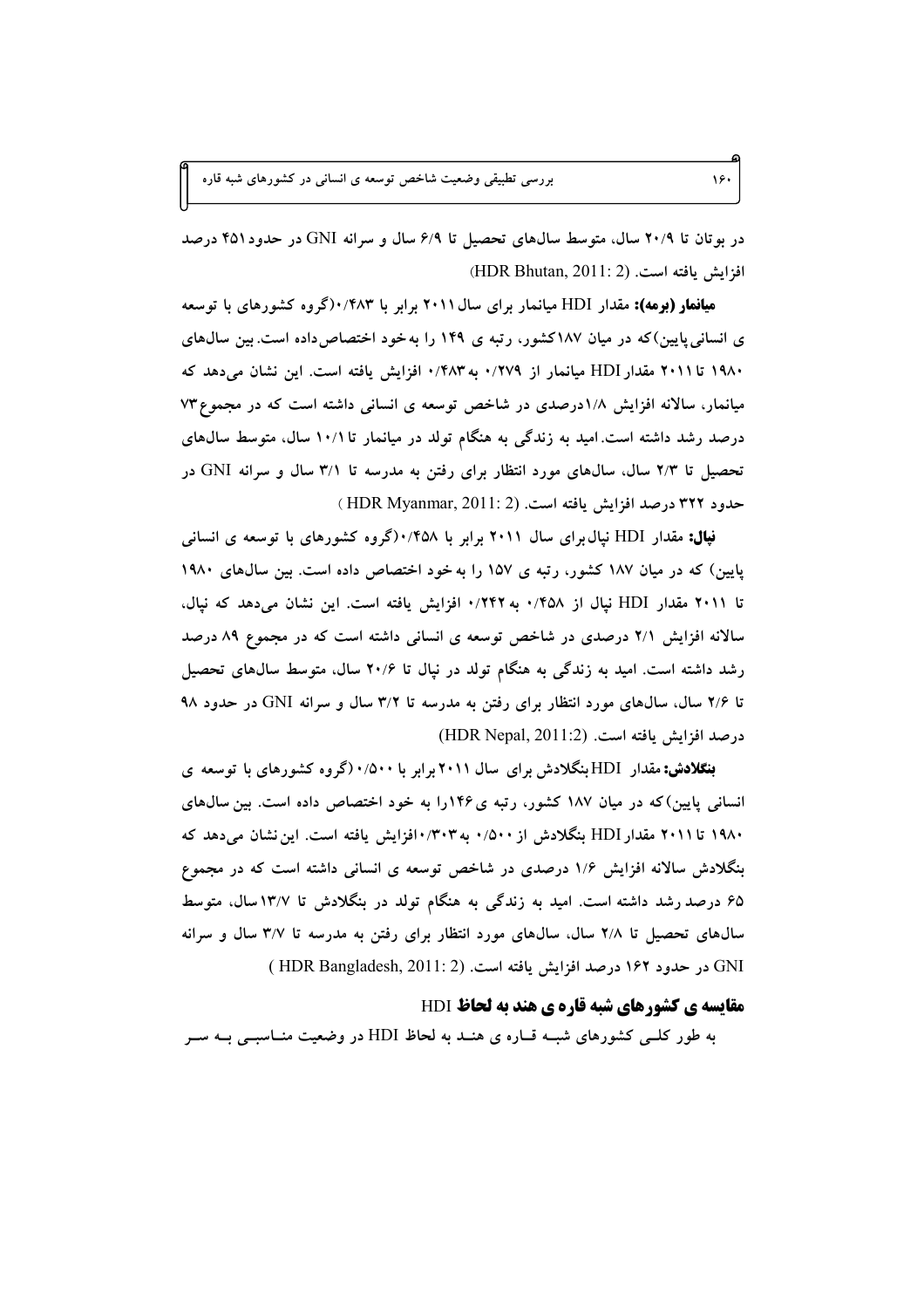در بوتان تا ۲۰/۹ سال، متوسط سال‌های تحصیل تا ۶/۹ سال و سرانه GNI در حدود ۴۵۱ درصد افزایش یافته است. (HDR Bhutan, 2011: 2)

**میانمار (برمه):** مقدار HDI میانمار برای سال ۲۰۱۱ برابر با ۰/۴۸۳ (گروه کشورهای با توسعه ی انسانی پایین) که در میان ۱۸۷ کشور، رتبه ی ۱۴۹ را به خود اختصاص داده است. بین سال‌های ۱۹۸۰ تا ۲۰۱۱ مقدار HDI میانمار از ۰/۲۷۹ به ۰/۴۸۳ افزایش یافته است. این نشان می‌دهد که میانمار، سالانه افزایش ۱/۸ درصدی در شاخص توسعه ی انسانی داشته است که در مجموع ۷۳ درصد رشد داشته است. امید به زندگی به هنگام تولد در میانمار تا ۱۰/۱ سال، متوسط سال‌های تحصیل تا ۲/۳ سال، سال‌های مورد انتظار برای رفتن به مدرسه تا ۳/۱ سال و سرانه GNI در حدود ۳۲۲ درصد افزایش یافته است. (HDR Myanmar, 2011: 2)

**نپال:** مقدار HDI نپال برای سال ۲۰۱۱ برابر با ۰/۴۵۸ (گروه کشورهای با توسعه ی انسانی پایین) که در میان ۱۸۷ کشور، رتبه ی ۱۵۷ را به خود اختصاص داده است. بین سال‌های ۱۹۸۰ تا ۲۰۱۱ مقدار HDI نپال از ۰/۴۵۸ به ۰/۲۴۲ افزایش یافته است. این نشان می‌دهد که نپال، سالانه افزایش ۲/۱ درصدی در شاخص توسعه ی انسانی داشته است که در مجموع ۸۹ درصد رشد داشته است. امید به زندگی به هنگام تولد در نپال تا ۲۰/۶ سال، متوسط سال‌های تحصیل تا ۲/۶ سال، سال‌های مورد انتظار برای رفتن به مدرسه تا ۳/۲ سال و سرانه GNI در حدود ۹۸ درصد افزایش یافته است. (HDR Nepal, 2011:2)

**بنگلادش:** مقدار HDI بنگلادش برای سال ۲۰۱۱ برابر با ۰/۵۰۰ (گروه کشورهای با توسعه ی انسانی پایین) که در میان ۱۸۷ کشور، رتبه ی ۱۴۶ را به خود اختصاص داده است. بین سال‌های ۱۹۸۰ تا ۲۰۱۱ مقدار HDI بنگلادش از ۰/۵۰۰ به ۰/۳۰۳ افزایش یافته است. این نشان می‌دهد که بنگلادش سالانه افزایش ۱/۶ درصدی در شاخص توسعه ی انسانی داشته است که در مجموع ۶۵ درصد رشد داشته است. امید به زندگی به هنگام تولد در بنگلادش تا ۱۳/۷ سال، متوسط سال‌های تحصیل تا ۲/۸ سال، سال‌های مورد انتظار برای رفتن به مدرسه تا ۳/۷ سال و سرانه GNI در حدود ۱۶۲ درصد افزایش یافته است. (HDR Bangladesh, 2011: 2)

## مقایسه ی کشورهای شبه قاره ی هند به لحاظ HDI

به طور کلی کشورهای شبه قاره ی هند به لحاظ HDI در وضعیت مناسبی به سر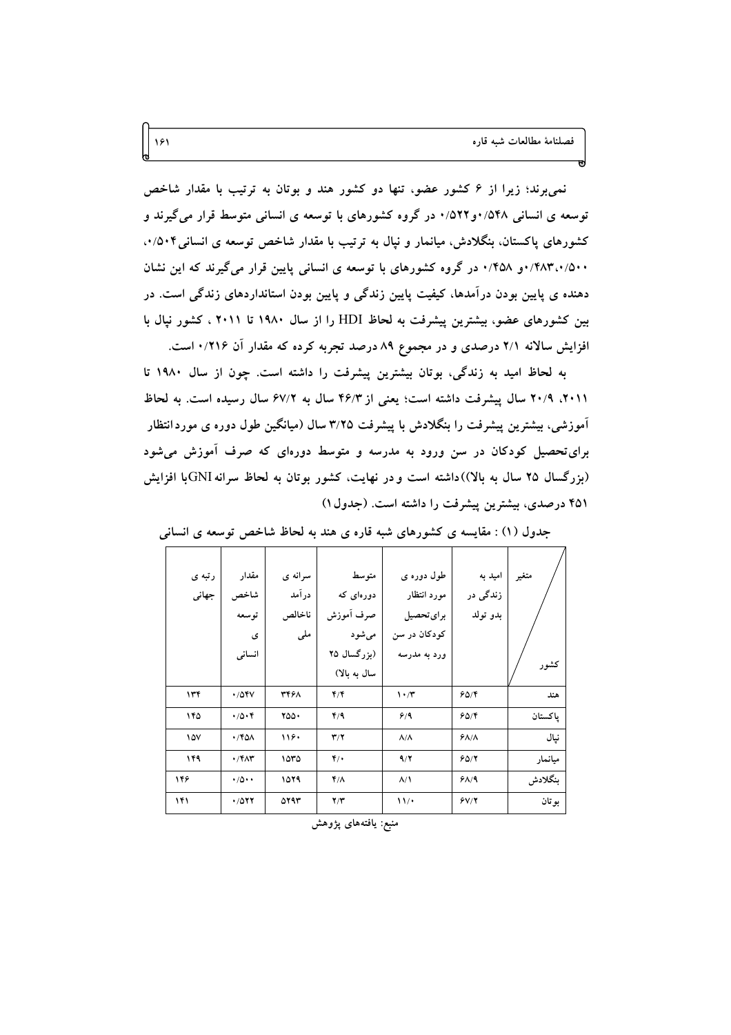نمی‌برند؛ زیرا از ۶ کشور عضو، تنها دو کشور هند و بوتان به ترتیب با مقدار شاخص توسعه ی انسانی ۰/۵۴۸و۰/۵۲۲ در گروه کشورهای با توسعه ی انسانی متوسط قرار می‌گیرند و کشورهای پاکستان، بنگلادش، میانمار و نپال به ترتیب با مقدار شاخص توسعه ی انسانی۰/۵۰۴، ۰/۵۰۰،۰/۴۸۳و ۰/۴۵۸ در گروه کشورهای با توسعه ی انسانی پایین قرار می‌گیرند که این نشان دهنده ی پایین بودن درآمدها، کیفیت پایین زندگی و پایین بودن استانداردهای زندگی است. در بین کشورهای عضو، بیشترین پیشرفت به لحاظ HDI را از سال ۱۹۸۰ تا ۲۰۱۱ ، کشور نپال با افزایش سالانه ۲/۱ درصدی و در مجموع ۸۹ درصد تجربه کرده که مقدار آن ۰/۲۱۶ است.

به لحاظ امید به زندگی، بوتان بیشترین پیشرفت را داشته است. چون از سال ۱۹۸۰ تا ۲۰۱۱، ۲۰/۹ سال پیشرفت داشته است؛ یعنی از ۴۶/۳ سال به ۶۷/۲ سال رسیده است. به لحاظ آموزشی، بیشترین پیشرفت را بنگلادش با پیشرفت ۳/۲۵ سال (میانگین طول دوره ی موردانتظار برای‌تحصیل کودکان در سن ورود به مدرسه و متوسط دوره‌ای که صرف آموزش می‌شود (بزرگسال ۲۵ سال به بالا))داشته است و در نهایت، کشور بوتان به لحاظ سرانه GNIبا افزایش ۴۵۱ درصدی، بیشترین پیشرفت را داشته است. (جدول۱)

جدول (۱) : مقایسه ی کشورهای شبه قاره ی هند به لحاظ شاخص توسعه ی انسانی

| کشور / متغیر | امید به زندگی در بدو تولد | طول دوره ی مورد انتظار برای‌تحصیل کودکان در سن ورد به مدرسه | متوسط دوره‌ای که صرف آموزش می‌شود (بزرگسال ۲۵ سال به بالا) | سرانه ی درآمد ناخالص ملی | مقدار شاخص توسعه ی انسانی | رتبه ی جهانی |
|---|---|---|---|---|---|---|
| هند | ۶۵/۴ | ۱۰/۳ | ۴/۴ | ۳۴۶۸ | ۰/۵۴۷ | ۱۳۴ |
| پاکستان | ۶۵/۴ | ۶/۹ | ۴/۹ | ۲۵۵۰ | ۰/۵۰۴ | ۱۴۵ |
| نپال | ۶۸/۸ | ۸/۸ | ۳/۲ | ۱۱۶۰ | ۰/۴۵۸ | ۱۵۷ |
| میانمار | ۶۵/۲ | ۹/۲ | ۴/۰ | ۱۵۳۵ | ۰/۴۸۳ | ۱۴۹ |
| بنگلادش | ۶۸/۹ | ۸/۱ | ۴/۸ | ۱۵۲۹ | ۰/۵۰۰ | ۱۴۶ |
| بوتان | ۶۷/۲ | ۱۱/۰ | ۲/۳ | ۵۲۹۳ | ۰/۵۲۲ | ۱۴۱ |

منبع: یافته‌های پژوهش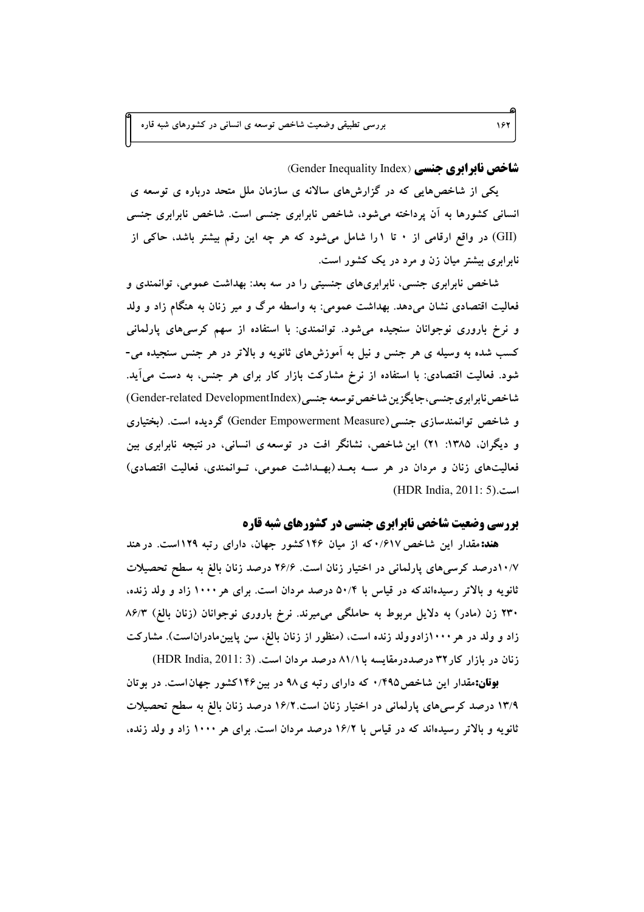## شاخص نابرابری جنسی (Gender Inequality Index)

یکی از شاخص‌هایی که در گزارش‌های سالانه ی سازمان ملل متحد درباره ی توسعه ی انسانی کشورها به آن پرداخته می‌شود، شاخص نابرابری جنسی است. شاخص نابرابری جنسی (GII) در واقع ارقامی از ۰ تا ۱ را شامل می‌شود که هر چه این رقم بیشتر باشد، حاکی از نابرابری بیشتر میان زن و مرد در یک کشور است.

شاخص نابرابری جنسی، نابرابری‌های جنسیتی را در سه بعد: بهداشت عمومی، توانمندی و فعالیت اقتصادی نشان می‌دهد. بهداشت عمومی: به واسطه مرگ و میر زنان به هنگام زاد و ولد و نرخ باروری نوجوانان سنجیده می‌شود. توانمندی: با استفاده از سهم کرسی‌های پارلمانی کسب شده به وسیله ی هر جنس و نیل به آموزش‌های ثانویه و بالاتر در هر جنس سنجیده می‌شود. فعالیت اقتصادی: با استفاده از نرخ مشارکت بازار کار برای هر جنس، به دست می‌آید. شاخص‌نابرابری‌جنسی، جایگزین شاخص توسعه جنسی (Gender-related DevelopmentIndex) و شاخص توانمندسازی جنسی (Gender Empowerment Measure) گردیده است. (بختیاری و دیگران، ۱۳۸۵: ۲۱) این شاخص، نشانگر افت در توسعه ی انسانی، در نتیجه نابرابری بین فعالیت‌های زنان و مردان در هر سه بعد (بهداشت عمومی، توانمندی، فعالیت اقتصادی) است.(HDR India, 2011: 5)

## بررسی وضعیت شاخص نابرابری جنسی در کشورهای شبه قاره

**هند:** مقدار این شاخص ۰/۶۱۷ که از میان ۱۴۶ کشور جهان، دارای رتبه ۱۲۹است. در هند ۱۰/۷درصد کرسی‌های پارلمانی در اختیار زنان است. ۲۶/۶ درصد زنان بالغ به سطح تحصیلات ثانویه و بالاتر رسیده‌اندکه در قیاس با ۵۰/۴ درصد مردان است. برای هر ۱۰۰۰ زاد و ولد زنده، ۲۳۰ زن (مادر) به دلایل مربوط به حاملگی می‌میرند. نرخ باروری نوجوانان (زنان بالغ) ۸۶/۳ زاد و ولد در هر ۱۰۰۰زادوولد زنده است، (منظور از زنان بالغ، سن پایین‌مادران‌است). مشارکت زنان در بازار کار۳۲ درصددرمقایسه با۸۱/۱ درصد مردان است. (HDR India, 2011: 3)

**بوتان:** مقدار این شاخص ۰/۴۹۵ که دارای رتبه ی ۹۸ در بین ۱۴۶ کشور جهان است. در بوتان ۱۳/۹ درصد کرسی‌های پارلمانی در اختیار زنان است. ۱۶/۲ درصد زنان بالغ به سطح تحصیلات ثانویه و بالاتر رسیده‌اند که در قیاس با ۱۶/۲ درصد مردان است. برای هر ۱۰۰۰ زاد و ولد زنده،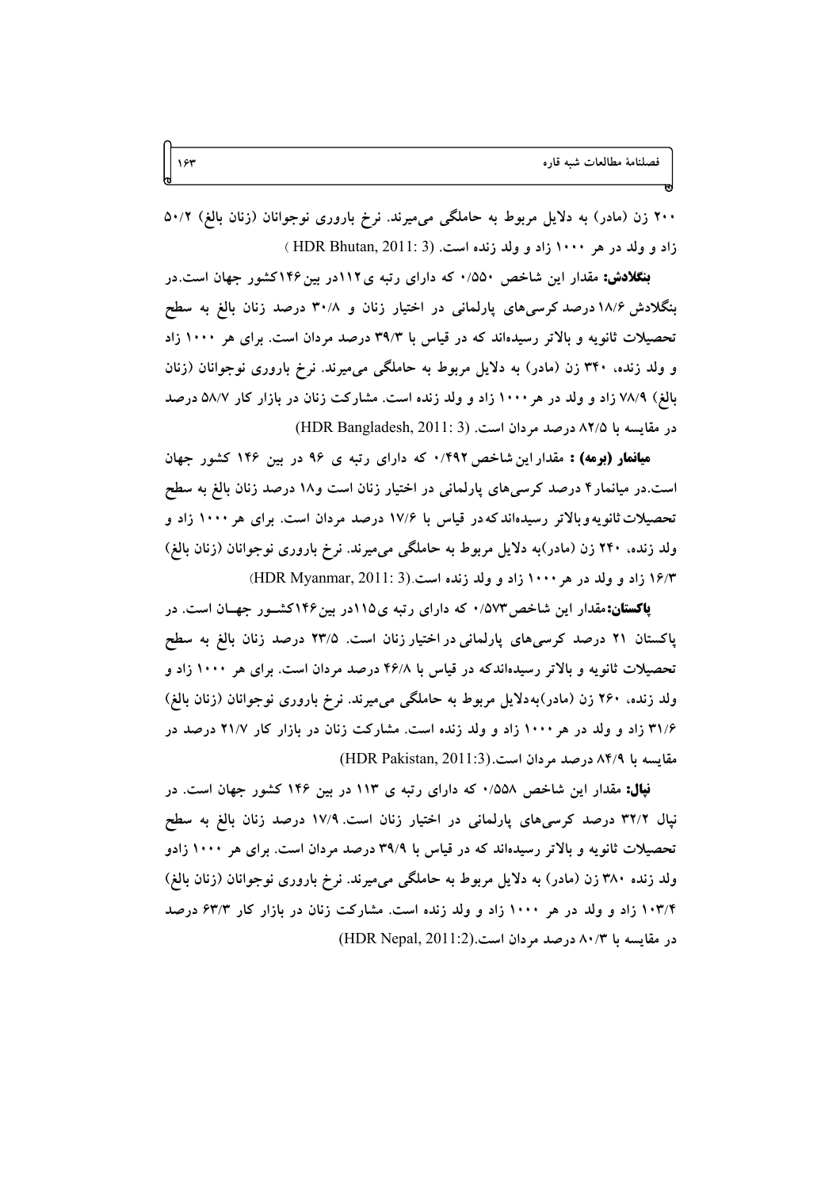۲۰۰ زن (مادر) به دلایل مربوط به حاملگی می‌میرند. نرخ باروری نوجوانان (زنان بالغ) ۵۰/۲ زاد و ولد در هر ۱۰۰۰ زاد و ولد زنده است. (HDR Bhutan, 2011: 3)

**بنگلادش:** مقدار این شاخص ۰/۵۵۰ که دارای رتبه ی ۱۱۲در بین ۱۴۶کشور جهان است.در بنگلادش ۱۸/۶ درصد کرسی‌های پارلمانی در اختیار زنان و ۳۰/۸ درصد زنان بالغ به سطح تحصیلات ثانویه و بالاتر رسیده‌اند که در قیاس با ۳۹/۳ درصد مردان است. برای هر ۱۰۰۰ زاد و ولد زنده، ۳۴۰ زن (مادر) به دلایل مربوط به حاملگی می‌میرند. نرخ باروری نوجوانان (زنان بالغ) ۷۸/۹ زاد و ولد در هر۱۰۰۰ زاد و ولد زنده است. مشارکت زنان در بازار کار ۵۸/۷ درصد در مقایسه با ۸۲/۵ درصد مردان است. (HDR Bangladesh, 2011: 3)

**میانمار (برمه) :** مقدار این شاخص ۰/۴۹۲ که دارای رتبه ی ۹۶ در بین ۱۴۶ کشور جهان است.در میانمار۴ درصد کرسی‌های پارلمانی در اختیار زنان است و۱۸ درصد زنان بالغ به سطح تحصیلات ثانویه وبالاتر رسیده‌اند که در قیاس با ۱۷/۶ درصد مردان است. برای هر ۱۰۰۰ زاد و ولد زنده، ۲۴۰ زن (مادر)به دلایل مربوط به حاملگی می‌میرند. نرخ باروری نوجوانان (زنان بالغ) ۱۶/۳ زاد و ولد در هر ۱۰۰۰ زاد و ولد زنده است.(HDR Myanmar, 2011: 3)

**پاکستان:** مقدار این شاخص۰/۵۷۳ که دارای رتبه ی۱۱۵در بین۱۴۶کشور جهان است. در پاکستان ۲۱ درصد کرسی‌های پارلمانی در اختیار زنان است. ۲۳/۵ درصد زنان بالغ به سطح تحصیلات ثانویه و بالاتر رسیده‌اندکه در قیاس با ۴۶/۸ درصد مردان است. برای هر ۱۰۰۰ زاد و ولد زنده، ۲۶۰ زن (مادر)به‌دلایل مربوط به حاملگی می‌میرند. نرخ باروری نوجوانان (زنان بالغ) ۳۱/۶ زاد و ولد در هر ۱۰۰۰ زاد و ولد زنده است. مشارکت زنان در بازار کار ۲۱/۷ درصد در مقایسه با ۸۴/۹ درصد مردان است.(HDR Pakistan, 2011:3)

**نپال:** مقدار این شاخص ۰/۵۵۸ که دارای رتبه ی ۱۱۳ در بین ۱۴۶ کشور جهان است. در نپال ۳۲/۲ درصد کرسی‌های پارلمانی در اختیار زنان است. ۱۷/۹ درصد زنان بالغ به سطح تحصیلات ثانویه و بالاتر رسیده‌اند که در قیاس با ۳۹/۹ درصد مردان است. برای هر ۱۰۰۰ زادو ولد زنده ۳۸۰ زن (مادر) به دلایل مربوط به حاملگی می‌میرند. نرخ باروری نوجوانان (زنان بالغ) ۱۰۳/۴ زاد و ولد در هر ۱۰۰۰ زاد و ولد زنده است. مشارکت زنان در بازار کار ۶۳/۳ درصد در مقایسه با ۸۰/۳ درصد مردان است.(HDR Nepal, 2011:2)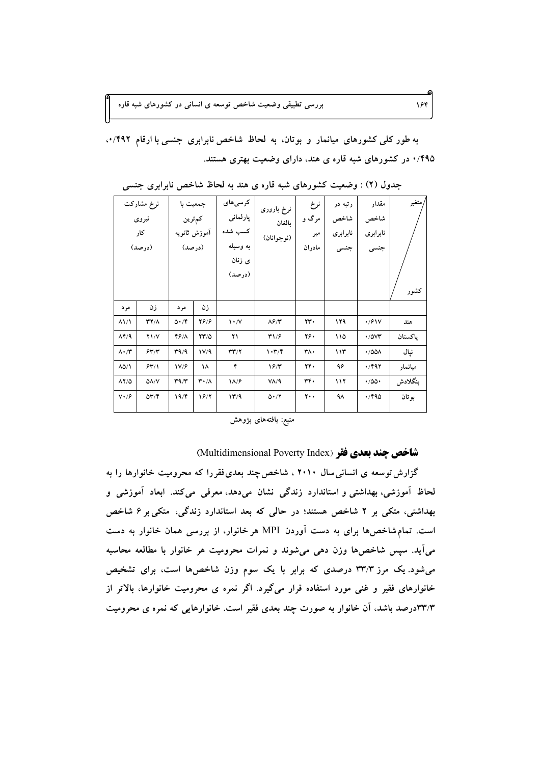به طور کلی کشورهای میانمار و بوتان، به لحاظ شاخص نابرابری جنسی با ارقام ۰/۴۹۲، ۰/۴۹۵ در کشورهای شبه قاره ی هند، دارای وضعیت بهتری هستند.

جدول (۲) : وضعیت کشورهای شبه قاره ی هند به لحاظ شاخص نابرابری جنسی

| کشور / متغیر | مقدار شاخص نابرابری جنسی | رتبه در شاخص نابرابری جنسی | نرخ مرگ و میر مادران | نرخ باروری بالغان (نوجوانان) | کرسی‌های پارلمانی کسب شده به وسیله ی زنان (درصد) | جمعیت با کم‌ترین آموزش ثانویه (درصد) | | نرخ مشارکت نیروی کار (درصد) | |
|---|---|---|---|---|---|---|---|---|---|
| | | | | | | زن | مرد | زن | مرد |
| هند | ۰/۶۱۷ | ۱۲۹ | ۲۳۰ | ۸۶/۳ | ۱۰/۷ | ۲۶/۶ | ۵۰/۴ | ۳۲/۸ | ۸۱/۱ |
| پاکستان | ۰/۵۷۳ | ۱۱۵ | ۲۶۰ | ۳۱/۶ | ۲۱ | ۲۳/۵ | ۴۶/۸ | ۲۱/۷ | ۸۴/۹ |
| نپال | ۰/۵۵۸ | ۱۱۳ | ۳۸۰ | ۱۰۳/۴ | ۳۳/۲ | ۱۷/۹ | ۳۹/۹ | ۶۳/۳ | ۸۰/۳ |
| میانمار | ۰/۴۹۲ | ۹۶ | ۲۴۰ | ۱۶/۳ | ۴ | ۱۸ | ۱۷/۶ | ۶۳/۱ | ۸۵/۱ |
| بنگلادش | ۰/۵۵۰ | ۱۱۲ | ۳۴۰ | ۷۸/۹ | ۱۸/۶ | ۳۰/۸ | ۳۹/۳ | ۵۸/۷ | ۸۲/۵ |
| بوتان | ۰/۴۹۵ | ۹۸ | ۲۰۰ | ۵۰/۲ | ۱۳/۹ | ۱۶/۲ | ۱۹/۴ | ۵۳/۴ | ۷۰/۶ |

منبع: یافته‌های پژوهش

## شاخص چند بعدی فقر (Multidimensional Poverty Index)

گزارش توسعه ی انسانی سال ۲۰۱۰ ، شاخص چند بعدی فقر را که محرومیت خانوارها را به لحاظ آموزشی، بهداشتی و استاندارد زندگی نشان می‌دهد، معرفی می‌کند. ابعاد آموزشی و بهداشتی، متکی بر ۲ شاخص هستند؛ در حالی که بعد استاندارد زندگی، متکی بر ۶ شاخص است. تمام شاخص‌ها برای به دست آوردن MPI هر خانوار، از بررسی همان خانوار به دست می‌آید. سپس شاخص‌ها وزن دهی می‌شوند و نمرات محرومیت هر خانوار با مطالعه محاسبه می‌شود. یک مرز ۳۳/۳ درصدی که برابر با یک سوم وزن شاخص‌ها است، برای تشخیص خانوارهای فقیر و غنی مورد استفاده قرار می‌گیرد. اگر نمره ی محرومیت خانوارها، بالاتر از ۳۳/۳درصد باشد، آن خانوار به صورت چند بعدی فقیر است. خانوارهایی که نمره ی محرومیت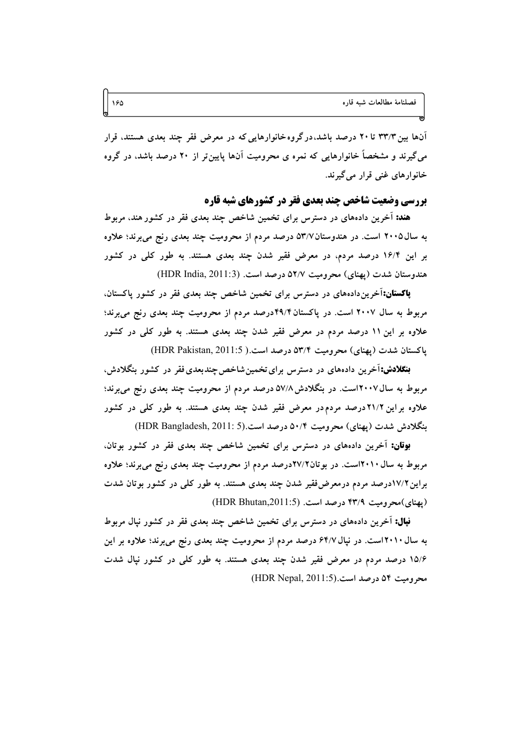آن‌ها بین ۳۳/۳ تا ۲۰ درصد باشد، در گروه خانوارهایی که در معرض فقر چند بعدی هستند، قرار می‌گیرند و مشخصاً خانوارهایی که نمره ی محرومیت آن‌ها پایین‌تر از ۲۰ درصد باشد، در گروه خانوارهای غنی قرار می‌گیرند.

## بررسی وضعیت شاخص چند بعدی فقر در کشورهای شبه قاره

**هند:** آخرین داده‌های در دسترس برای تخمین شاخص چند بعدی فقر در کشور هند، مربوط به سال ۲۰۰۵ است. در هندوستان ۵۳/۷ درصد مردم از محرومیت چند بعدی رنج می‌برند؛ علاوه بر این ۱۶/۴ درصد مردم، در معرض فقیر شدن چند بعدی هستند. به طور کلی در کشور هندوستان شدت (پهنای) محرومیت ۵۲/۷ درصد است. (HDR India, 2011:3)

**پاکستان:** آخرین داده‌های در دسترس برای تخمین شاخص چند بعدی فقر در کشور پاکستان، مربوط به سال ۲۰۰۷ است. در پاکستان ۴۹/۴ درصد مردم از محرومیت چند بعدی رنج می‌برند؛ علاوه بر این ۱۱ درصد مردم در معرض فقیر شدن چند بعدی هستند. به طور کلی در کشور پاکستان شدت (پهنای) محرومیت ۵۳/۴ درصد است. (HDR Pakistan, 2011:5)

**بنگلادش:** آخرین داده‌های در دسترس برای تخمین شاخص چند بعدی فقر در کشور بنگلادش، مربوط به سال ۲۰۰۷ است. در بنگلادش ۵۷/۸ درصد مردم از محرومیت چند بعدی رنج می‌برند؛ علاوه بر این ۲۱/۲ درصد مردم در معرض فقیر شدن چند بعدی هستند. به طور کلی در کشور بنگلادش شدت (پهنای) محرومیت ۵۰/۴ درصد است. (HDR Bangladesh, 2011: 5)

**بوتان:** آخرین داده‌های در دسترس برای تخمین شاخص چند بعدی فقر در کشور بوتان، مربوط به سال ۲۰۱۰ است. در بوتان ۲۷/۲ درصد مردم از محرومیت چند بعدی رنج می‌برند؛ علاوه بر این ۱۷/۲ درصد مردم در معرض فقیر شدن چند بعدی هستند. به طور کلی در کشور بوتان شدت (پهنای) محرومیت ۴۳/۹ درصد است. (HDR Bhutan, 2011:5)

**نپال:** آخرین داده‌های در دسترس برای تخمین شاخص چند بعدی فقر در کشور نپال مربوط به سال ۲۰۱۰ است. در نپال ۶۴/۷ درصد مردم از محرومیت چند بعدی رنج می‌برند؛ علاوه بر این ۱۵/۶ درصد مردم در معرض فقیر شدن چند بعدی هستند. به طور کلی در کشور نپال شدت محرومیت ۵۴ درصد است. (HDR Nepal, 2011:5)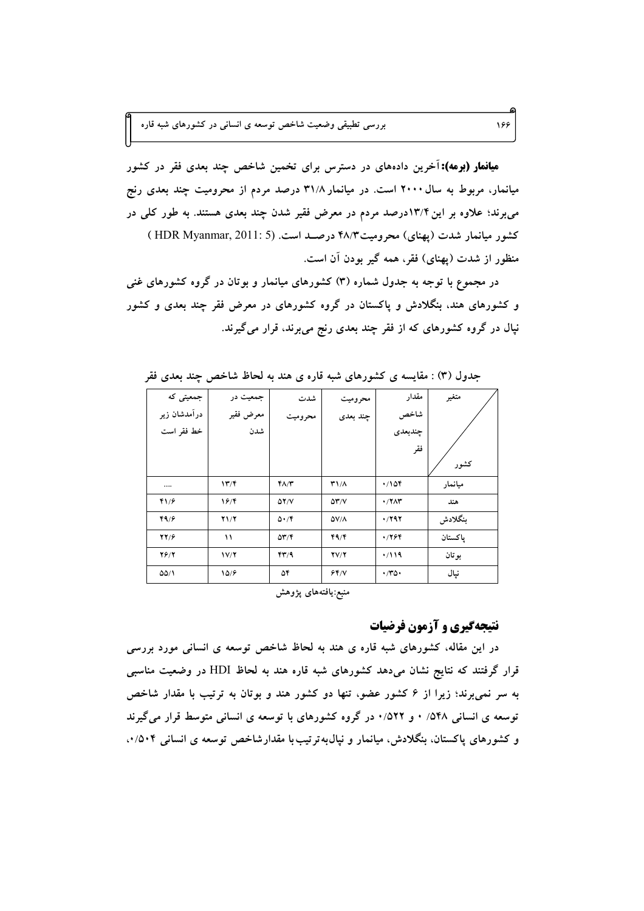**میانمار (برمه):** آخرین داده‌های در دسترس برای تخمین شاخص چند بعدی فقر در کشور میانمار، مربوط به سال ۲۰۰۰ است. در میانمار ۳۱/۸ درصد مردم از محرومیت چند بعدی رنج می‌برند؛ علاوه بر این ۱۳/۴درصد مردم در معرض فقیر شدن چند بعدی هستند. به طور کلی در کشور میانمار شدت (پهنای) محرومیت۴۸/۳ درصــد است. (HDR Myanmar, 2011: 5) منظور از شدت (پهنای) فقر، همه گیر بودن آن است.

در مجموع با توجه به جدول شماره (۳) کشورهای میانمار و بوتان در گروه کشورهای غنی و کشورهای هند، بنگلادش و پاکستان در گروه کشورهای در معرض فقر چند بعدی و کشور نپال در گروه کشورهای که از فقر چند بعدی رنج می‌برند، قرار می‌گیرند.

جدول (۳) : مقایسه ی کشورهای شبه قاره ی هند به لحاظ شاخص چند بعدی فقر

| متغیر / کشور | مقدار شاخص چندبعدی فقر | محرومیت چند بعدی | شدت محرومیت | جمعیت در معرض فقیر شدن | جمعیتی که درآمدشان زیر خط فقر است |
|---|---|---|---|---|---|
| میانمار | ۰/۱۵۴ | ۳۱/۸ | ۴۸/۳ | ۱۳/۴ | .... |
| هند | ۰/۲۸۳ | ۵۳/۷ | ۵۲/۷ | ۱۶/۴ | ۴۱/۶ |
| بنگلادش | ۰/۲۹۲ | ۵۷/۸ | ۵۰/۴ | ۲۱/۲ | ۴۹/۶ |
| پاکستان | ۰/۲۶۴ | ۴۹/۴ | ۵۳/۴ | ۱۱ | ۲۲/۶ |
| بوتان | ۰/۱۱۹ | ۲۷/۲ | ۴۳/۹ | ۱۷/۲ | ۲۶/۲ |
| نپال | ۰/۳۵۰ | ۶۴/۷ | ۵۴ | ۱۵/۶ | ۵۵/۱ |

منبع:یافته‌های پژوهش

## نتیجه‌گیری و آزمون فرضیات

در این مقاله، کشورهای شبه قاره ی هند به لحاظ شاخص توسعه ی انسانی مورد بررسی قرار گرفتند که نتایج نشان می‌دهد کشورهای شبه قاره هند به لحاظ HDI در وضعیت مناسبی به سر نمی‌برند؛ زیرا از ۶ کشور عضو، تنها دو کشور هند و بوتان به ترتیب با مقدار شاخص توسعه ی انسانی ۰/۵۴۸ و ۰/۵۲۲ در گروه کشورهای با توسعه ی انسانی متوسط قرار می‌گیرند و کشورهای پاکستان، بنگلادش، میانمار و نپال‌به‌ترتیب‌با مقدارشاخص توسعه ی انسانی ۰/۵۰۴،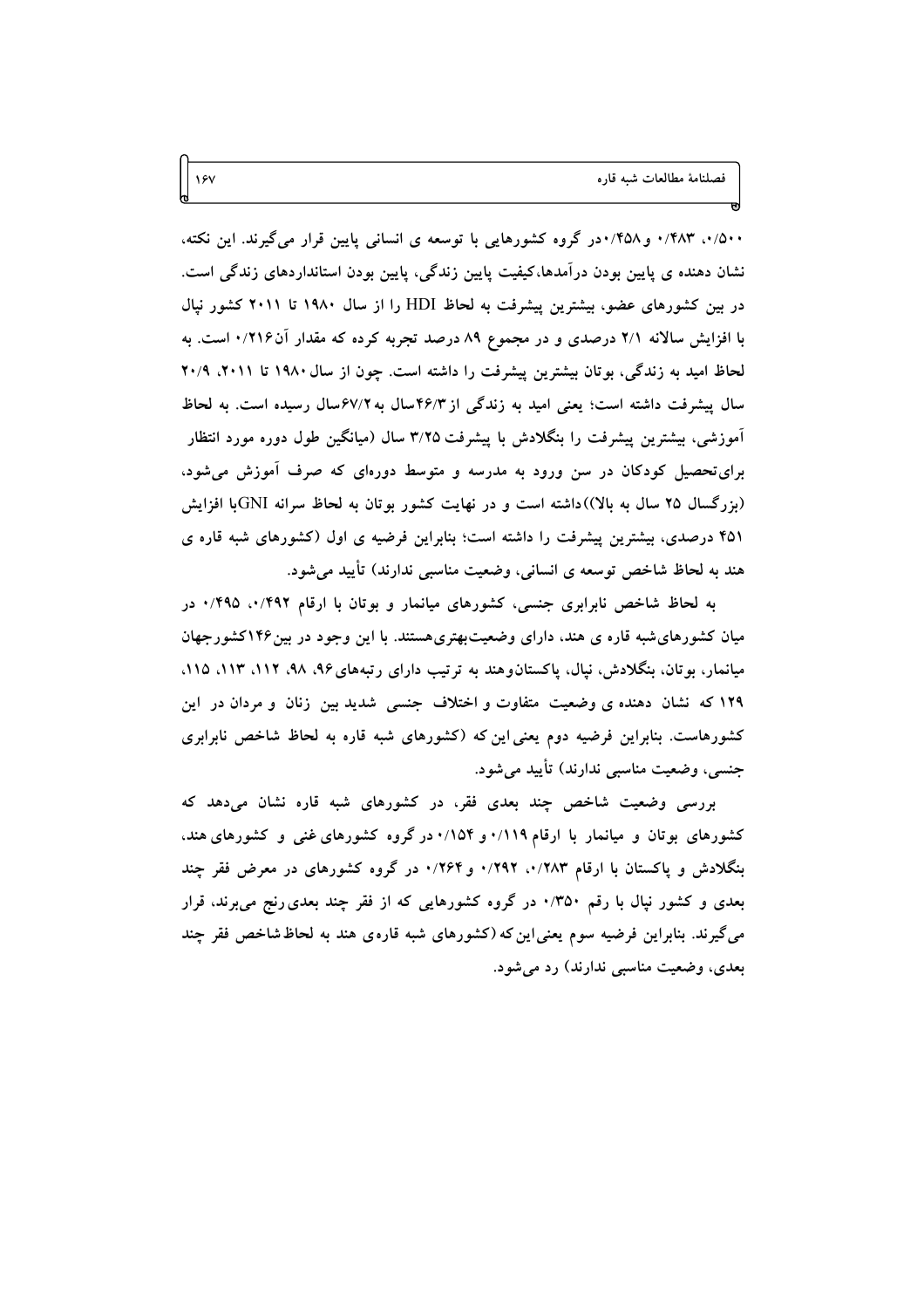۰/۵۰۰، ۰/۴۸۳ و ۰/۴۵۸در گروه کشورهایی با توسعه ی انسانی پایین قرار می‌گیرند. این نکته، نشان دهنده ی پایین بودن درآمدها،کیفیت پایین زندگی، پایین بودن استانداردهای زندگی است. در بین کشورهای عضو، بیشترین پیشرفت به لحاظ HDI را از سال ۱۹۸۰ تا ۲۰۱۱ کشور نپال با افزایش سالانه ۲/۱ درصدی و در مجموع ۸۹ درصد تجربه کرده که مقدار آن۰/۲۱۶ است. به لحاظ امید به زندگی، بوتان بیشترین پیشرفت را داشته است. چون از سال ۱۹۸۰ تا ۲۰۱۱، ۲۰/۹ سال پیشرفت داشته است؛ یعنی امید به زندگی از ۴۶/۳سال به ۶۷/۲سال رسیده است. به لحاظ آموزشی، بیشترین پیشرفت را بنگلادش با پیشرفت ۳/۲۵ سال (میانگین طول دوره مورد انتظار برای‌تحصیل کودکان در سن ورود به مدرسه و متوسط دوره‌ای که صرف آموزش می‌شود، (بزرگسال ۲۵ سال به بالا))داشته است و در نهایت کشور بوتان به لحاظ سرانه GNIبا افزایش ۴۵۱ درصدی، بیشترین پیشرفت را داشته است؛ بنابراین فرضیه ی اول (کشورهای شبه قاره ی هند به لحاظ شاخص توسعه ی انسانی، وضعیت مناسبی ندارند) تأیید می‌شود.

به لحاظ شاخص نابرابری جنسی، کشورهای میانمار و بوتان با ارقام ۰/۴۹۲، ۰/۴۹۵ در میان کشورهای‌شبه قاره ی هند، دارای وضعیت‌بهتری‌هستند. با این وجود در بین۱۴۶کشورجهان میانمار، بوتان، بنگلادش، نپال، پاکستان‌وهند به ترتیب دارای رتبه‌های۹۶، ۹۸، ۱۱۲، ۱۱۳، ۱۱۵، ۱۲۹ که نشان دهنده ی وضعیت متفاوت و اختلاف جنسی شدید بین زنان و مردان در این کشورهاست. بنابراین فرضیه دوم یعنی این‌که (کشورهای شبه قاره به لحاظ شاخص نابرابری جنسی، وضعیت مناسبی ندارند) تأیید می‌شود.

بررسی وضعیت شاخص چند بعدی فقر، در کشورهای شبه قاره نشان می‌دهد که کشورهای بوتان و میانمار با ارقام ۰/۱۱۹ و ۰/۱۵۴ در گروه کشورهای غنی و کشورهای هند، بنگلادش و پاکستان با ارقام ۰/۲۸۳، ۰/۲۹۲ و ۰/۲۶۴ در گروه کشورهای در معرض فقر چند بعدی و کشور نپال با رقم ۰/۳۵۰ در گروه کشورهایی که از فقر چند بعدی رنج می‌برند، قرار می‌گیرند. بنابراین فرضیه سوم یعنی این‌که (کشورهای شبه قاره‌ی هند به لحاظ شاخص فقر چند بعدی، وضعیت مناسبی ندارند) رد می‌شود.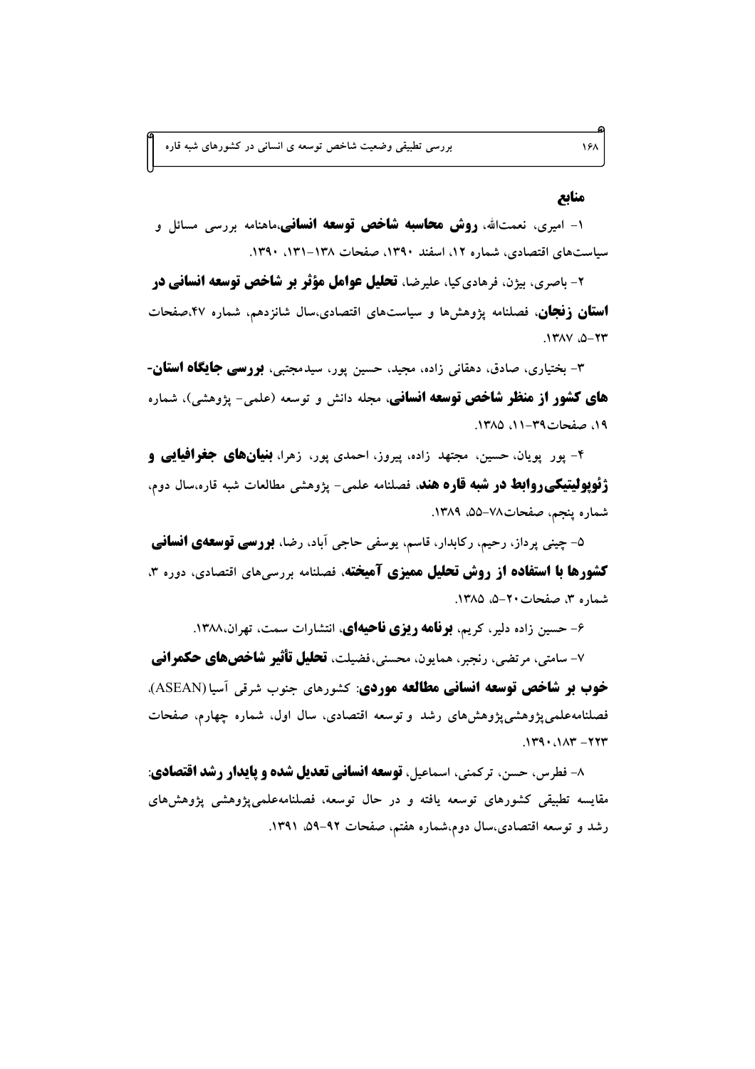## منابع

۱- امیری، نعمت‌الله، **روش محاسبه شاخص توسعه انسانی**،ماهنامه بررسی مسائل و سیاست‌های اقتصادی، شماره ۱۲، اسفند ۱۳۹۰، صفحات ۱۳۸-۱۳۱، ۱۳۹۰.

۲- باصری، بیژن، فرهادی‌کیا، علیرضا، **تحلیل عوامل مؤثر بر شاخص توسعه انسانی در استان زنجان**، فصلنامه پژوهش‌ها و سیاست‌های اقتصادی،سال شانزدهم، شماره ۴۷،صفحات ۲۳-۵، ۱۳۸۷.

۳- بختیاری، صادق، دهقانی زاده، مجید، حسین پور، سیدمجتبی، **بررسی جایگاه استان-های کشور از منظر شاخص توسعه انسانی**، مجله دانش و توسعه (علمی- پژوهشی)، شماره ۱۹، صفحات۳۹-۱۱، ۱۳۸۵.

۴- پور پویان، حسین، مجتهد زاده، پیروز، احمدی پور، زهرا، **بنیان‌های جغرافیایی و ژئوپولیتیکی‌روابط در شبه قاره هند**، فصلنامه علمی- پژوهشی مطالعات شبه قاره،سال دوم، شماره پنجم، صفحات۷۸-۵۵، ۱۳۸۹.

۵- چینی پرداز، رحیم، رکابدار، قاسم، یوسفی حاجی آباد، رضا، **بررسی توسعه‌ی انسانی کشورها با استفاده از روش تحلیل ممیزی آمیخته**، فصلنامه بررسی‌های اقتصادی، دوره ۳، شماره ۳، صفحات۲۰-۵، ۱۳۸۵.

۶- حسین زاده دلیر، کریم، **برنامه ریزی ناحیه‌ای**، انتشارات سمت، تهران،۱۳۸۸.

۷- سامتی، مرتضی، رنجبر، همایون، محسنی،فضیلت، **تحلیل تأثیر شاخص‌های حکمرانی خوب بر شاخص توسعه انسانی مطالعه موردی**: کشورهای جنوب شرقی آسیا (ASEAN)، فصلنامه‌علمی‌پژوهشی‌پژوهش‌های رشد و توسعه اقتصادی، سال اول، شماره چهارم، صفحات ۲۲۳- ۱۸۳، ۱۳۹۰.

۸- فطرس، حسن، ترکمنی، اسماعیل، **توسعه انسانی تعدیل شده و پایدار رشد اقتصادی**: مقایسه تطبیقی کشورهای توسعه یافته و در حال توسعه، فصلنامه‌علمی‌پژوهشی پژوهش‌های رشد و توسعه اقتصادی،سال دوم،شماره هفتم، صفحات ۹۲-۵۹، ۱۳۹۱.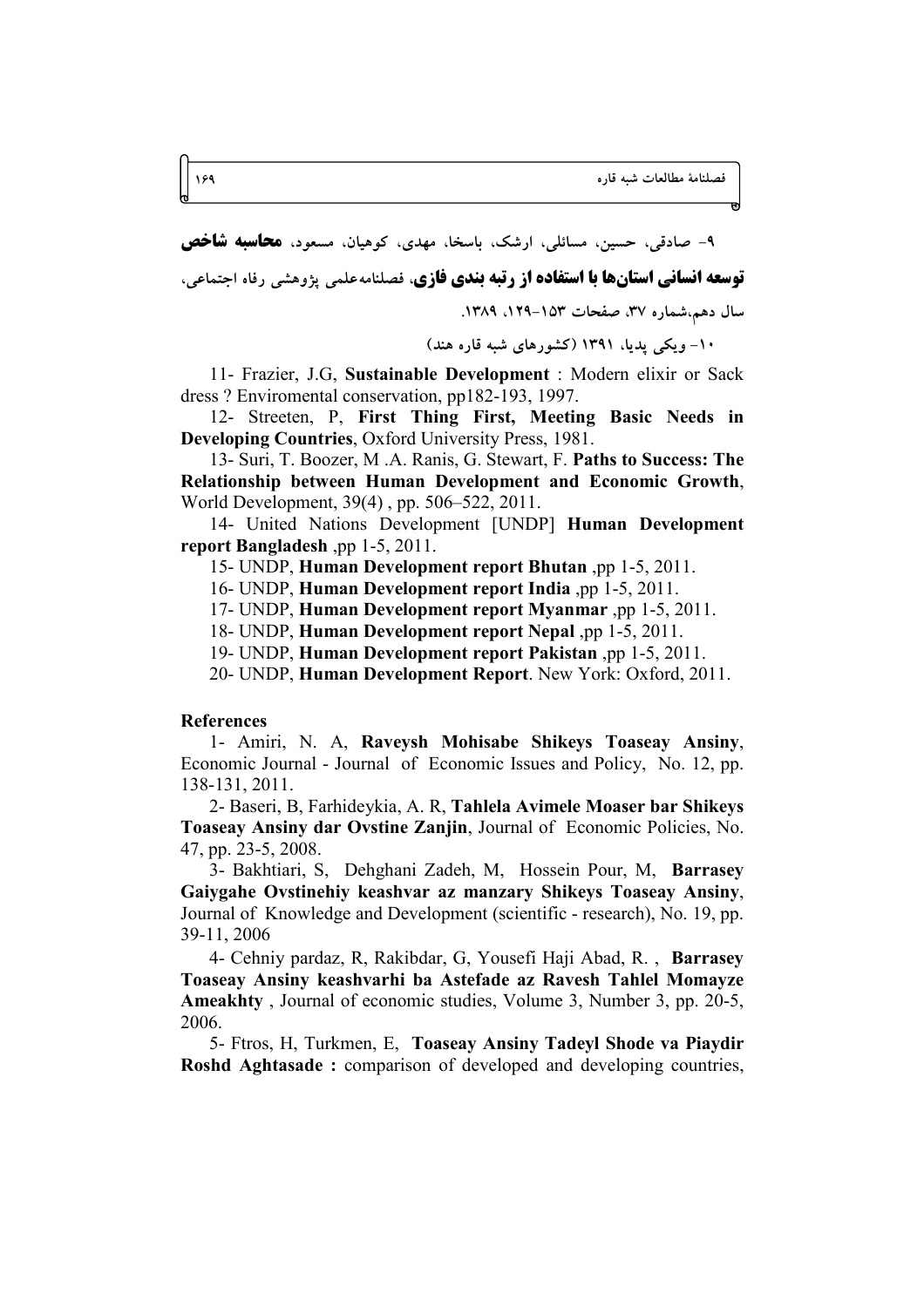۹- صادقی، حسین، مسائلی، ارشک، باسخا، مهدی، کوهیان، مسعود، **محاسبه شاخص توسعه انسانی استان‌ها با استفاده از رتبه بندی فازی**، فصلنامه‌علمی پژوهشی رفاه اجتماعی، سال دهم،شماره ۳۷، صفحات ۱۵۳-۱۲۹، ۱۳۸۹.

۱۰- ویکی پدیا، ۱۳۹۱ (کشورهای شبه قاره هند)

11- Frazier, J.G, **Sustainable Development** : Modern elixir or Sack dress ? Enviromental conservation, pp182-193, 1997.

12- Streeten, P, **First Thing First, Meeting Basic Needs in Developing Countries**, Oxford University Press, 1981.

13- Suri, T. Boozer, M .A. Ranis, G. Stewart, F. **Paths to Success: The Relationship between Human Development and Economic Growth**, World Development, 39(4) , pp. 506–522, 2011.

14- United Nations Development [UNDP] **Human Development report Bangladesh** ,pp 1-5, 2011.

15- UNDP, **Human Development report Bhutan** ,pp 1-5, 2011.

16- UNDP, **Human Development report India** ,pp 1-5, 2011.

17- UNDP, **Human Development report Myanmar** ,pp 1-5, 2011.

18- UNDP, **Human Development report Nepal** ,pp 1-5, 2011.

19- UNDP, **Human Development report Pakistan** ,pp 1-5, 2011.

20- UNDP, **Human Development Report**. New York: Oxford, 2011.

**References**

1- Amiri, N. A, **Raveysh Mohisabe Shikeys Toaseay Ansiny**, Economic Journal - Journal of Economic Issues and Policy, No. 12, pp. 138-131, 2011.

2- Baseri, B, Farhideykia, A. R, **Tahlela Avimele Moaser bar Shikeys Toaseay Ansiny dar Ovstine Zanjin**, Journal of Economic Policies, No. 47, pp. 23-5, 2008.

3- Bakhtiari, S, Dehghani Zadeh, M, Hossein Pour, M, **Barrasey Gaiygahe Ovstinehiy keashvar az manzary Shikeys Toaseay Ansiny**, Journal of Knowledge and Development (scientific - research), No. 19, pp. 39-11, 2006

4- Cehniy pardaz, R, Rakibdar, G, Yousefi Haji Abad, R. , **Barrasey Toaseay Ansiny keashvarhi ba Astefade az Ravesh Tahlel Momayze Ameakhty** , Journal of economic studies, Volume 3, Number 3, pp. 20-5, 2006.

5- Ftros, H, Turkmen, E, **Toaseay Ansiny Tadeyl Shode va Piaydir Roshd Aghtasade :** comparison of developed and developing countries,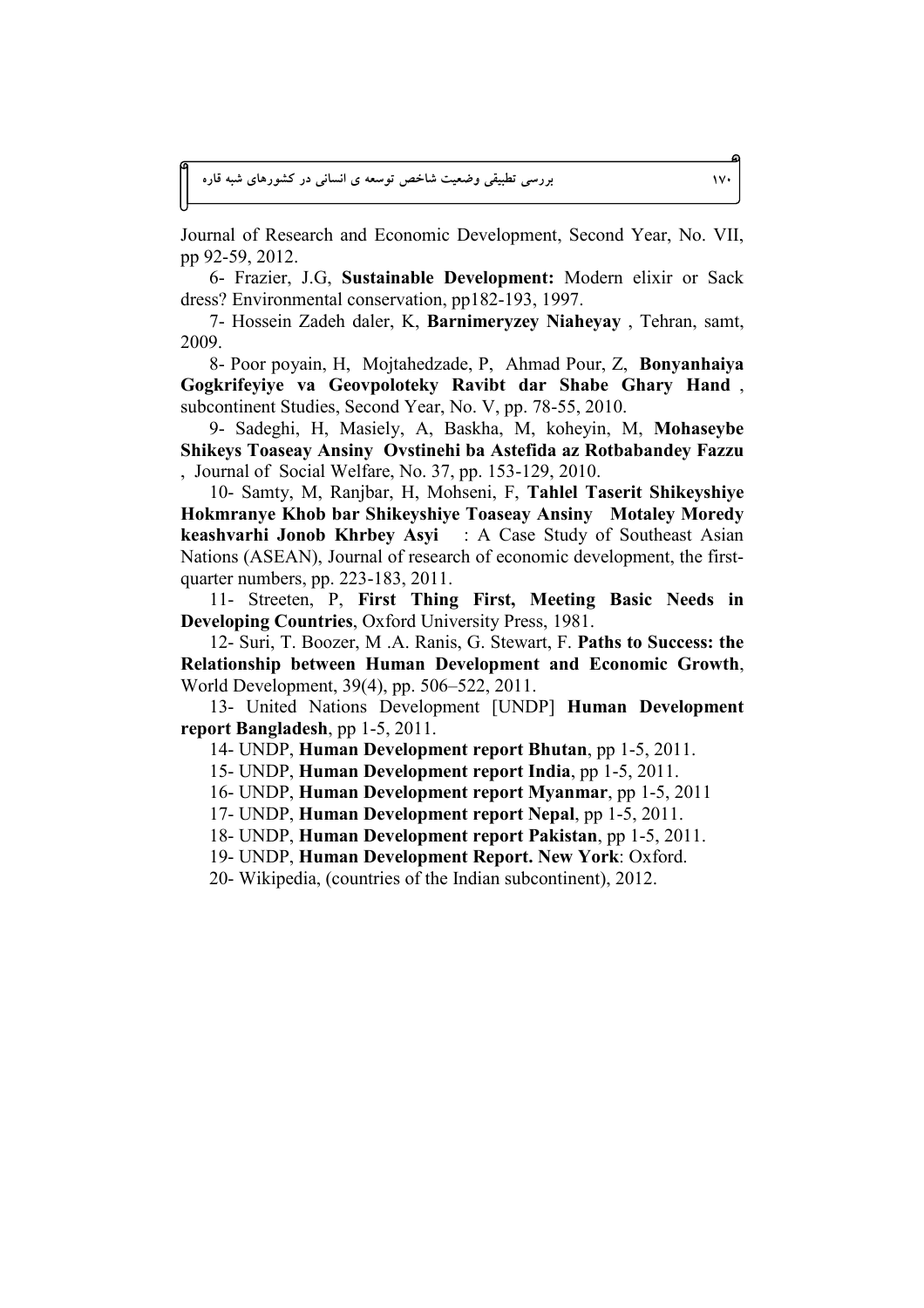Journal of Research and Economic Development, Second Year, No. VII, pp 92-59, 2012.

6- Frazier, J.G, **Sustainable Development:** Modern elixir or Sack dress? Environmental conservation, pp182-193, 1997.

7- Hossein Zadeh daler, K, **Barnimeryzey Niaheyay** , Tehran, samt, 2009.

8- Poor poyain, H, Mojtahedzade, P, Ahmad Pour, Z, **Bonyanhaiya Gogkrifeyiye va Geovpoloteky Ravibt dar Shabe Ghary Hand** , subcontinent Studies, Second Year, No. V, pp. 78-55, 2010.

9- Sadeghi, H, Masiely, A, Baskha, M, koheyin, M, **Mohaseybe Shikeys Toaseay Ansiny Ovstinehi ba Astefida az Rotbabandey Fazzu** , Journal of Social Welfare, No. 37, pp. 153-129, 2010.

10- Samty, M, Ranjbar, H, Mohseni, F, **Tahlel Taserit Shikeyshiye Hokmranye Khob bar Shikeyshiye Toaseay Ansiny Motaley Moredy keashvarhi Jonob Khrbey Asyi** : A Case Study of Southeast Asian Nations (ASEAN), Journal of research of economic development, the first-quarter numbers, pp. 223-183, 2011.

11- Streeten, P, **First Thing First, Meeting Basic Needs in Developing Countries**, Oxford University Press, 1981.

12- Suri, T. Boozer, M .A. Ranis, G. Stewart, F. **Paths to Success: the Relationship between Human Development and Economic Growth**, World Development, 39(4), pp. 506–522, 2011.

13- United Nations Development [UNDP] **Human Development report Bangladesh**, pp 1-5, 2011.

14- UNDP, **Human Development report Bhutan**, pp 1-5, 2011.

15- UNDP, **Human Development report India**, pp 1-5, 2011.

16- UNDP, **Human Development report Myanmar**, pp 1-5, 2011

17- UNDP, **Human Development report Nepal**, pp 1-5, 2011.

18- UNDP, **Human Development report Pakistan**, pp 1-5, 2011.

19- UNDP, **Human Development Report. New York**: Oxford.

20- Wikipedia, (countries of the Indian subcontinent), 2012.